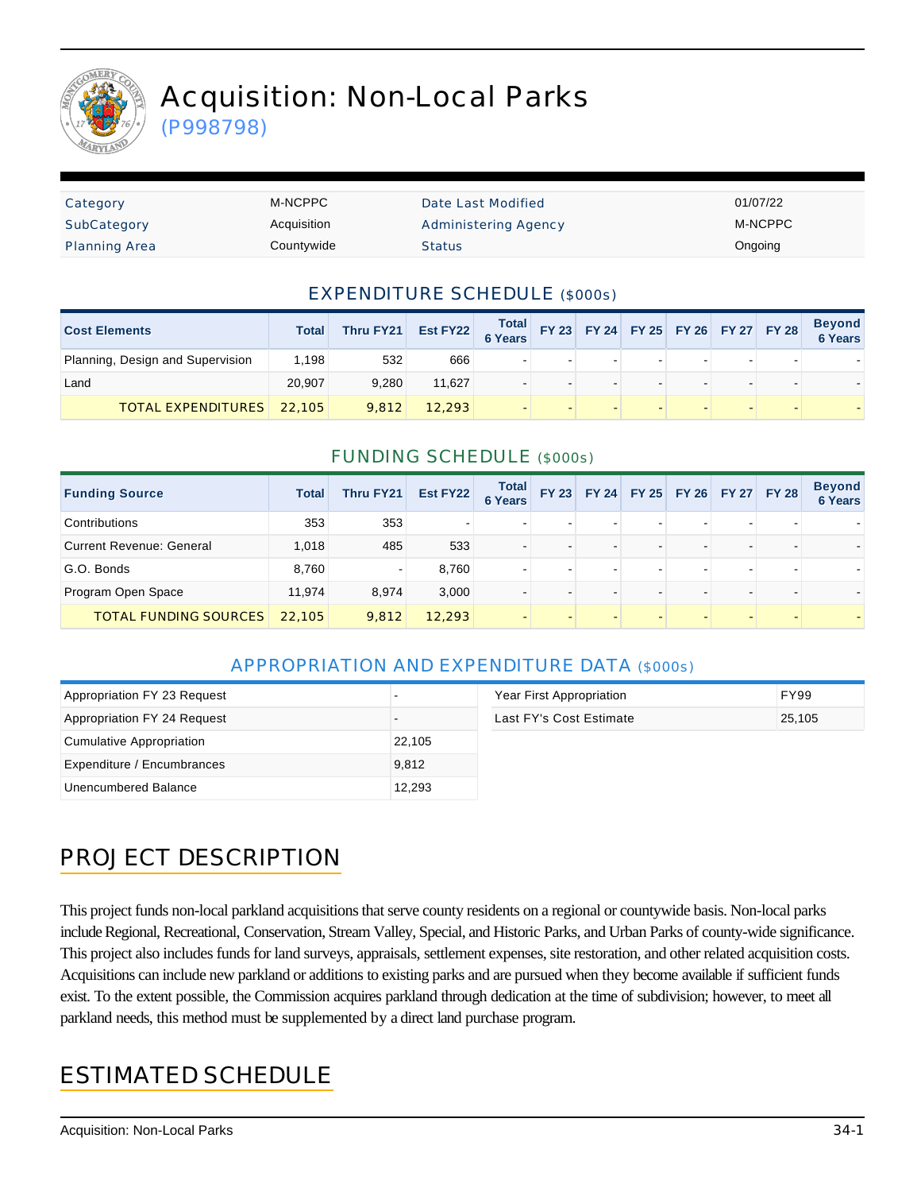# Acquisition: Non-Local Parks

(P998798)

| Category | M-NCPPC | Date Last Modified | 01/07/22 |
|---|---|---|---|
| SubCategory | Acquisition | Administering Agency | M-NCPPC |
| Planning Area | Countywide | Status | Ongoing |

## EXPENDITURE SCHEDULE ($000s)

| Cost Elements | Total | Thru FY21 | Est FY22 | Total 6 Years | FY 23 | FY 24 | FY 25 | FY 26 | FY 27 | FY 28 | Beyond 6 Years |
|---|---|---|---|---|---|---|---|---|---|---|---|
| Planning, Design and Supervision | 1,198 | 532 | 666 | - | - | - | - | - | - | - | - |
| Land | 20,907 | 9,280 | 11,627 | - | - | - | - | - | - | - | - |
| TOTAL EXPENDITURES | 22,105 | 9,812 | 12,293 | - | - | - | - | - | - | - | - |

## FUNDING SCHEDULE ($000s)

| Funding Source | Total | Thru FY21 | Est FY22 | Total 6 Years | FY 23 | FY 24 | FY 25 | FY 26 | FY 27 | FY 28 | Beyond 6 Years |
|---|---|---|---|---|---|---|---|---|---|---|---|
| Contributions | 353 | 353 | - | - | - | - | - | - | - | - | - |
| Current Revenue: General | 1,018 | 485 | 533 | - | - | - | - | - | - | - | - |
| G.O. Bonds | 8,760 | - | 8,760 | - | - | - | - | - | - | - | - |
| Program Open Space | 11,974 | 8,974 | 3,000 | - | - | - | - | - | - | - | - |
| TOTAL FUNDING SOURCES | 22,105 | 9,812 | 12,293 | - | - | - | - | - | - | - | - |

## APPROPRIATION AND EXPENDITURE DATA ($000s)

| | |
|---|---|
| Appropriation FY 23 Request | - |
| Appropriation FY 24 Request | - |
| Cumulative Appropriation | 22,105 |
| Expenditure / Encumbrances | 9,812 |
| Unencumbered Balance | 12,293 |

| | |
|---|---|
| Year First Appropriation | FY99 |
| Last FY's Cost Estimate | 25,105 |

## PROJECT DESCRIPTION

This project funds non-local parkland acquisitions that serve county residents on a regional or countywide basis. Non-local parks include Regional, Recreational, Conservation, Stream Valley, Special, and Historic Parks, and Urban Parks of county-wide significance. This project also includes funds for land surveys, appraisals, settlement expenses, site restoration, and other related acquisition costs. Acquisitions can include new parkland or additions to existing parks and are pursued when they become available if sufficient funds exist. To the extent possible, the Commission acquires parkland through dedication at the time of subdivision; however, to meet all parkland needs, this method must be supplemented by a direct land purchase program.

## ESTIMATED SCHEDULE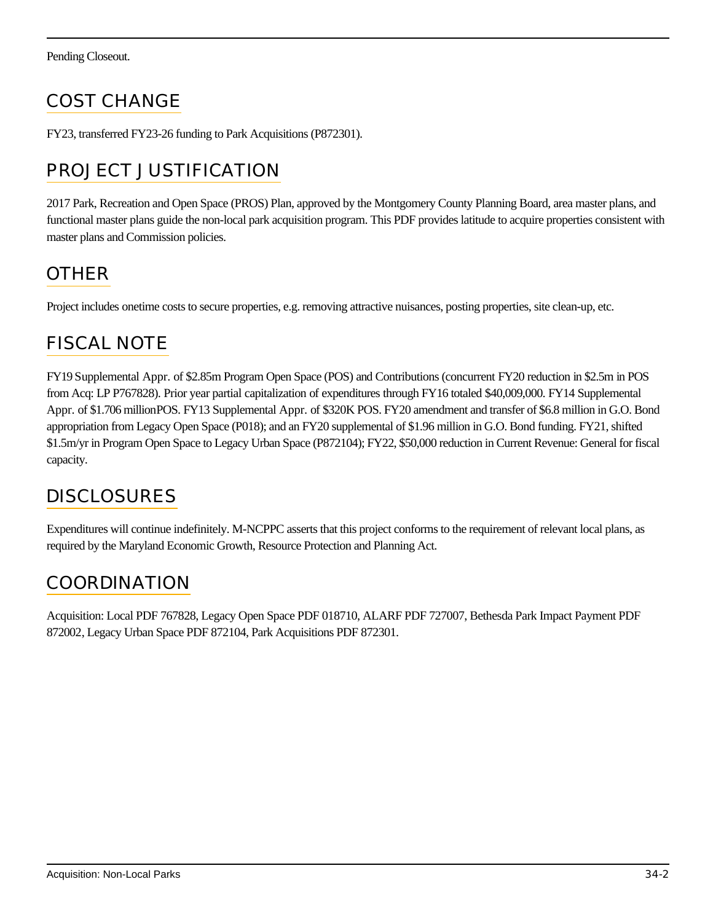Pending Closeout.

## COST CHANGE

FY23, transferred FY23-26 funding to Park Acquisitions (P872301).

## PROJECT JUSTIFICATION

2017 Park, Recreation and Open Space (PROS) Plan, approved by the Montgomery County Planning Board, area master plans, and functional master plans guide the non-local park acquisition program. This PDF provides latitude to acquire properties consistent with master plans and Commission policies.

## OTHER

Project includes onetime costs to secure properties, e.g. removing attractive nuisances, posting properties, site clean-up, etc.

## FISCAL NOTE

FY19 Supplemental Appr. of $2.85m Program Open Space (POS) and Contributions (concurrent FY20 reduction in $2.5m in POS from Acq: LP P767828). Prior year partial capitalization of expenditures through FY16 totaled $40,009,000. FY14 Supplemental Appr. of $1.706 millionPOS. FY13 Supplemental Appr. of $320K POS. FY20 amendment and transfer of $6.8 million in G.O. Bond appropriation from Legacy Open Space (P018); and an FY20 supplemental of $1.96 million in G.O. Bond funding. FY21, shifted $1.5m/yr in Program Open Space to Legacy Urban Space (P872104); FY22, $50,000 reduction in Current Revenue: General for fiscal capacity.

## DISCLOSURES

Expenditures will continue indefinitely. M-NCPPC asserts that this project conforms to the requirement of relevant local plans, as required by the Maryland Economic Growth, Resource Protection and Planning Act.

## COORDINATION

Acquisition: Local PDF 767828, Legacy Open Space PDF 018710, ALARF PDF 727007, Bethesda Park Impact Payment PDF 872002, Legacy Urban Space PDF 872104, Park Acquisitions PDF 872301.